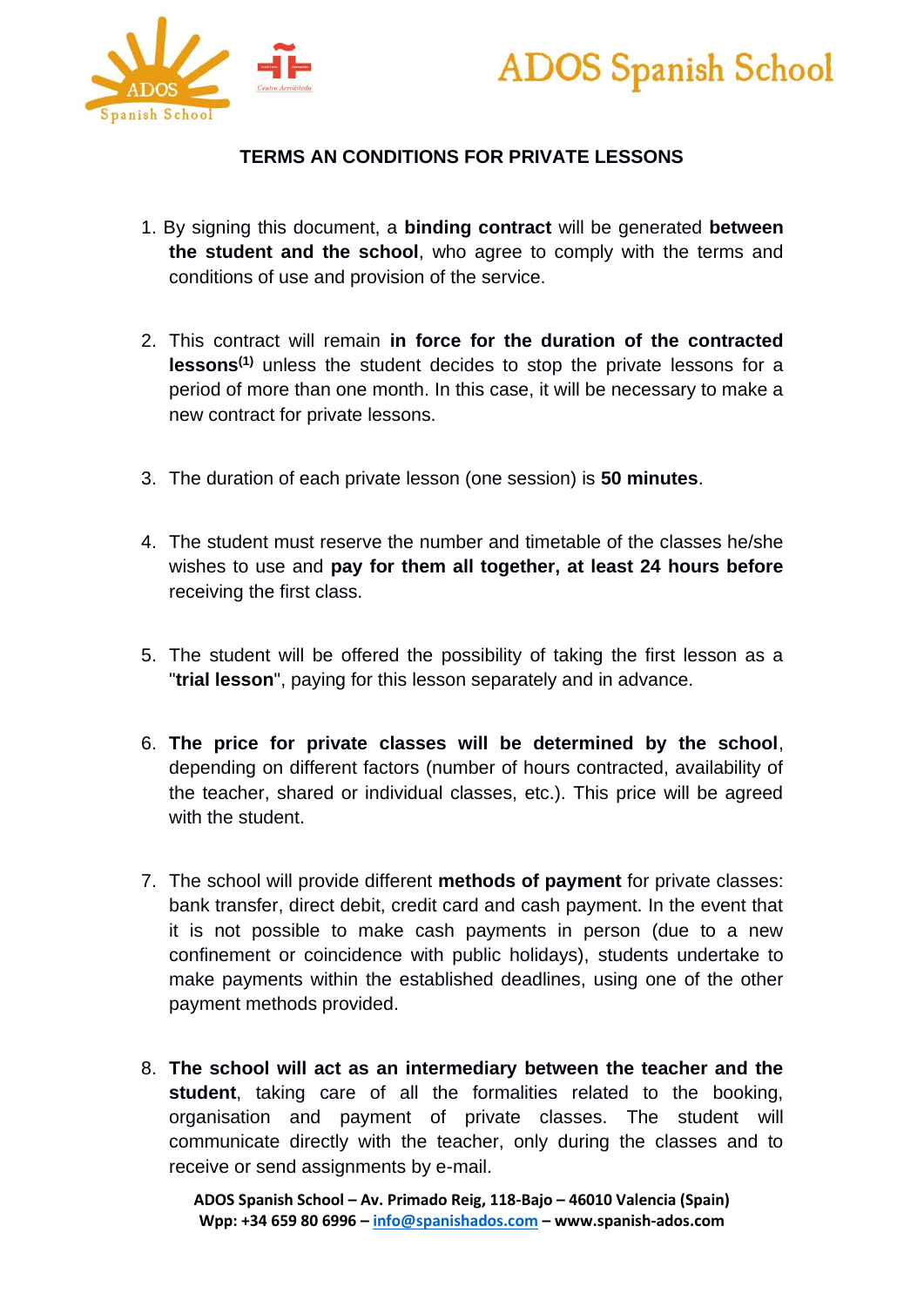# TERMS AN CONDITIONS FOR PRIVATE LESSONS

1. By signing this document, a **binding contract** will be generated **between the student and the school**, who agree to comply with the terms and conditions of use and provision of the service.

2. This contract will remain **in force for the duration of the contracted lessons**[1] unless the student decides to stop the private lessons for a period of more than one month. In this case, it will be necessary to make a new contract for private lessons.

3. The duration of each private lesson (one session) is **50 minutes**.

4. The student must reserve the number and timetable of the classes he/she wishes to use and **pay for them all together, at least 24 hours before** receiving the first class.

5. The student will be offered the possibility of taking the first lesson as a "**trial lesson**", paying for this lesson separately and in advance.

6. **The price for private classes will be determined by the school**, depending on different factors (number of hours contracted, availability of the teacher, shared or individual classes, etc.). This price will be agreed with the student.

7. The school will provide different **methods of payment** for private classes: bank transfer, direct debit, credit card and cash payment. In the event that it is not possible to make cash payments in person (due to a new confinement or coincidence with public holidays), students undertake to make payments within the established deadlines, using one of the other payment methods provided.

8. **The school will act as an intermediary between the teacher and the student**, taking care of all the formalities related to the booking, organisation and payment of private classes. The student will communicate directly with the teacher, only during the classes and to receive or send assignments by e-mail.

**ADOS Spanish School – Av. Primado Reig, 118-Bajo – 46010 Valencia (Spain)**
**Wpp: +34 659 80 6996 – info@spanishados.com – www.spanish-ados.com**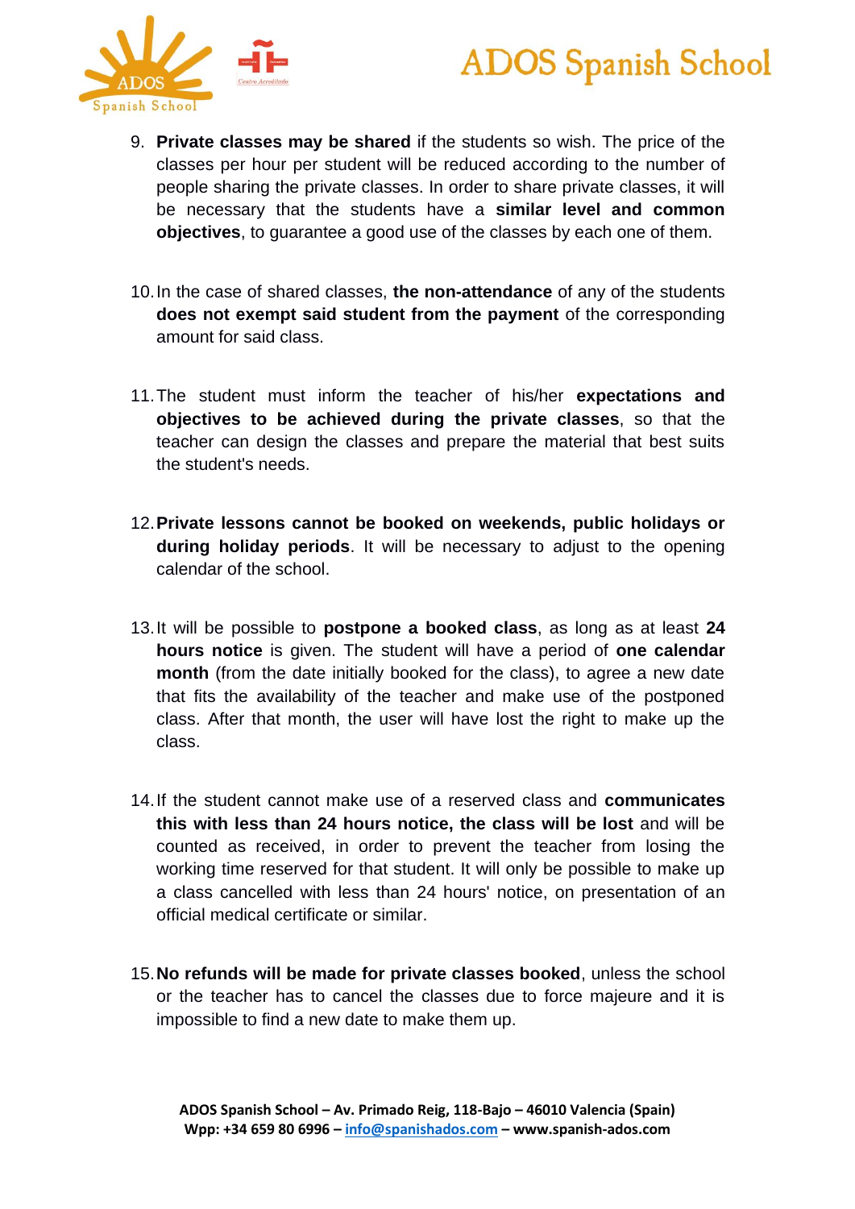9. **Private classes may be shared** if the students so wish. The price of the classes per hour per student will be reduced according to the number of people sharing the private classes. In order to share private classes, it will be necessary that the students have a **similar level and common objectives**, to guarantee a good use of the classes by each one of them.

10. In the case of shared classes, **the non-attendance** of any of the students **does not exempt said student from the payment** of the corresponding amount for said class.

11. The student must inform the teacher of his/her **expectations and objectives to be achieved during the private classes**, so that the teacher can design the classes and prepare the material that best suits the student's needs.

12. **Private lessons cannot be booked on weekends, public holidays or during holiday periods**. It will be necessary to adjust to the opening calendar of the school.

13. It will be possible to **postpone a booked class**, as long as at least **24 hours notice** is given. The student will have a period of **one calendar month** (from the date initially booked for the class), to agree a new date that fits the availability of the teacher and make use of the postponed class. After that month, the user will have lost the right to make up the class.

14. If the student cannot make use of a reserved class and **communicates this with less than 24 hours notice, the class will be lost** and will be counted as received, in order to prevent the teacher from losing the working time reserved for that student. It will only be possible to make up a class cancelled with less than 24 hours' notice, on presentation of an official medical certificate or similar.

15. **No refunds will be made for private classes booked**, unless the school or the teacher has to cancel the classes due to force majeure and it is impossible to find a new date to make them up.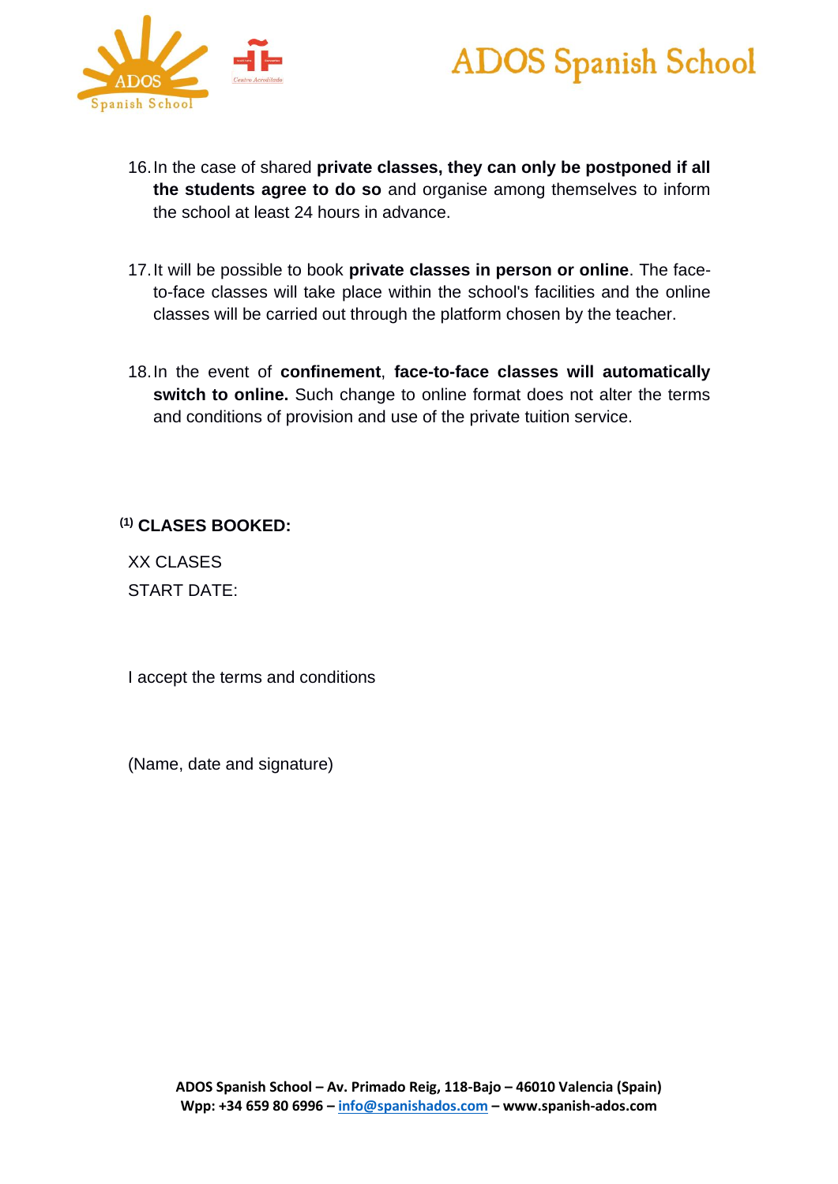16. In the case of shared **private classes, they can only be postponed if all the students agree to do so** and organise among themselves to inform the school at least 24 hours in advance.

17. It will be possible to book **private classes in person or online**. The face-to-face classes will take place within the school's facilities and the online classes will be carried out through the platform chosen by the teacher.

18. In the event of **confinement**, **face-to-face classes will automatically switch to online.** Such change to online format does not alter the terms and conditions of provision and use of the private tuition service.

**[1] CLASES BOOKED:**

XX CLASES

START DATE:

I accept the terms and conditions

(Name, date and signature)

**ADOS Spanish School – Av. Primado Reig, 118-Bajo – 46010 Valencia (Spain)**
**Wpp: +34 659 80 6996 – info@spanishados.com – www.spanish-ados.com**